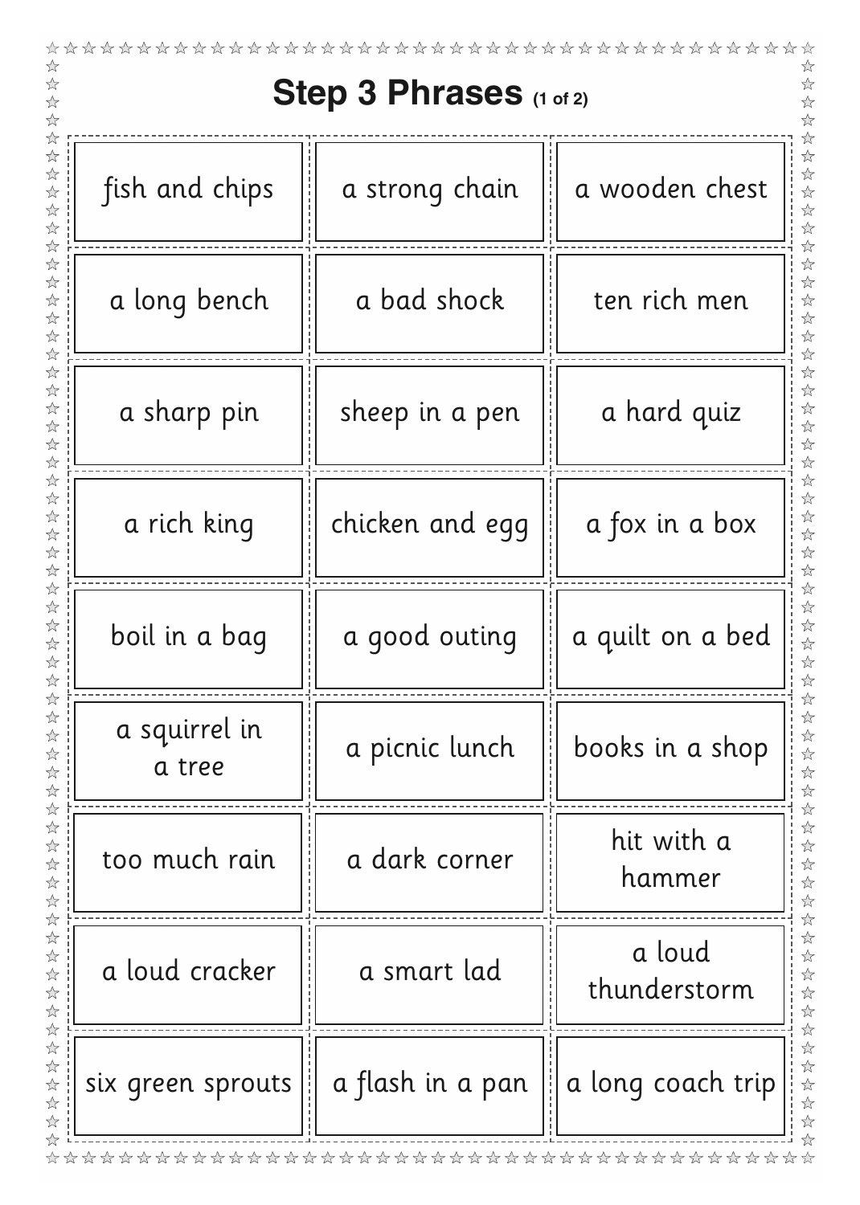# Step 3 Phrases (1 of 2)

| | | |
|---|---|---|
| fish and chips | a strong chain | a wooden chest |
| a long bench | a bad shock | ten rich men |
| a sharp pin | sheep in a pen | a hard quiz |
| a rich king | chicken and egg | a fox in a box |
| boil in a bag | a good outing | a quilt on a bed |
| a squirrel in a tree | a picnic lunch | books in a shop |
| too much rain | a dark corner | hit with a hammer |
| a loud cracker | a smart lad | a loud thunderstorm |
| six green sprouts | a flash in a pan | a long coach trip |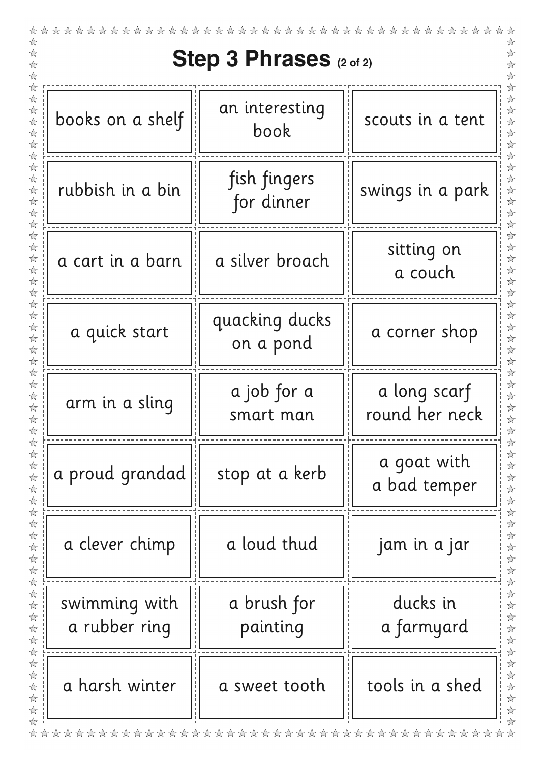# Step 3 Phrases (2 of 2)

| | | |
|---|---|---|
| books on a shelf | an interesting book | scouts in a tent |
| rubbish in a bin | fish fingers for dinner | swings in a park |
| a cart in a barn | a silver broach | sitting on a couch |
| a quick start | quacking ducks on a pond | a corner shop |
| arm in a sling | a job for a smart man | a long scarf round her neck |
| a proud grandad | stop at a kerb | a goat with a bad temper |
| a clever chimp | a loud thud | jam in a jar |
| swimming with a rubber ring | a brush for painting | ducks in a farmyard |
| a harsh winter | a sweet tooth | tools in a shed |